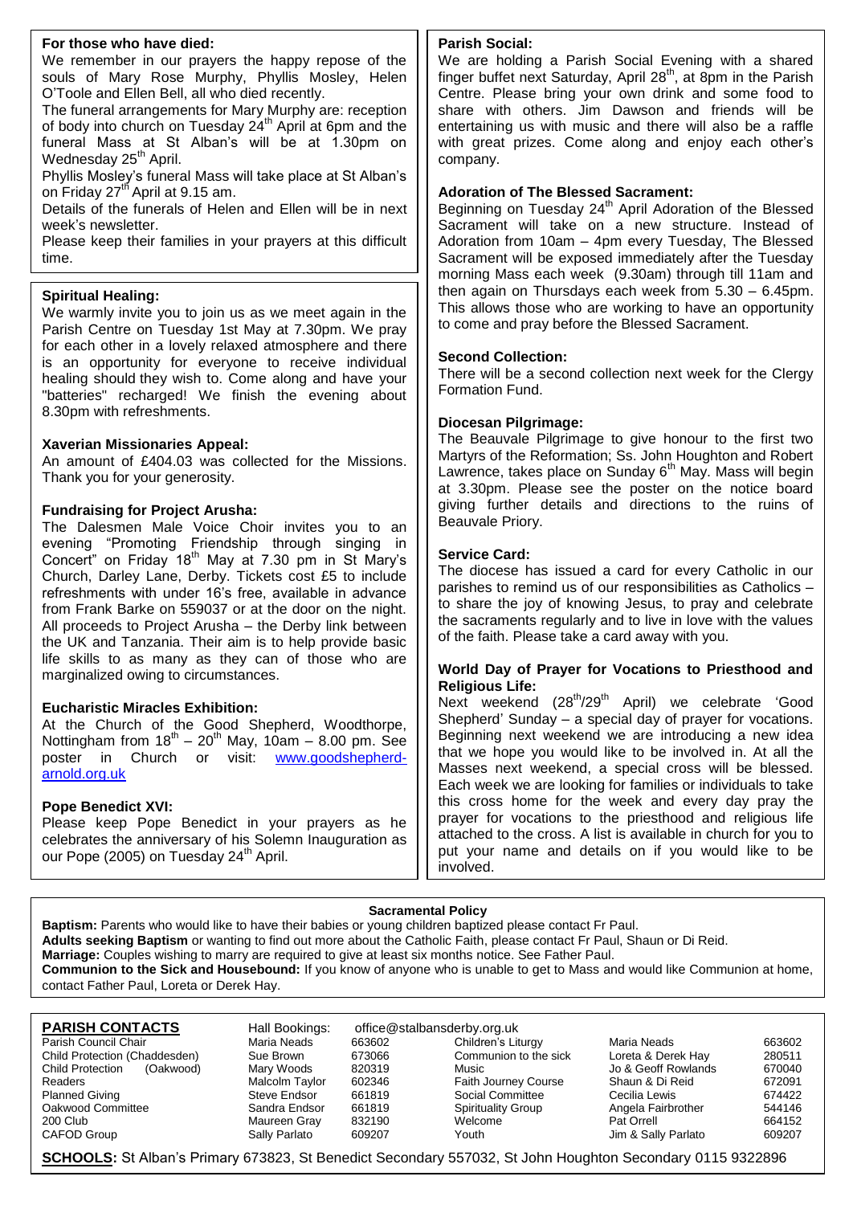### For those who have died:

We remember in our prayers the happy repose of the souls of Mary Rose Murphy, Phyllis Mosley, Helen O'Toole and Ellen Bell, all who died recently.

The funeral arrangements for Mary Murphy are: reception of body into church on Tuesday 24th April at 6pm and the funeral Mass at St Alban's will be at 1.30pm on Wednesday 25th April.

Phyllis Mosley's funeral Mass will take place at St Alban's on Friday 27th April at 9.15 am.

Details of the funerals of Helen and Ellen will be in next week's newsletter.

Please keep their families in your prayers at this difficult time.

### Spiritual Healing:

We warmly invite you to join us as we meet again in the Parish Centre on Tuesday 1st May at 7.30pm. We pray for each other in a lovely relaxed atmosphere and there is an opportunity for everyone to receive individual healing should they wish to. Come along and have your "batteries" recharged! We finish the evening about 8.30pm with refreshments.

### Xaverian Missionaries Appeal:

An amount of £404.03 was collected for the Missions. Thank you for your generosity.

### Fundraising for Project Arusha:

The Dalesmen Male Voice Choir invites you to an evening "Promoting Friendship through singing in Concert" on Friday 18th May at 7.30 pm in St Mary's Church, Darley Lane, Derby. Tickets cost £5 to include refreshments with under 16's free, available in advance from Frank Barke on 559037 or at the door on the night. All proceeds to Project Arusha – the Derby link between the UK and Tanzania. Their aim is to help provide basic life skills to as many as they can of those who are marginalized owing to circumstances.

### Eucharistic Miracles Exhibition:

At the Church of the Good Shepherd, Woodthorpe, Nottingham from 18th – 20th May, 10am – 8.00 pm. See poster in Church or visit: www.goodshepherd-arnold.org.uk

### Pope Benedict XVI:

Please keep Pope Benedict in your prayers as he celebrates the anniversary of his Solemn Inauguration as our Pope (2005) on Tuesday 24th April.

### Parish Social:

We are holding a Parish Social Evening with a shared finger buffet next Saturday, April 28th, at 8pm in the Parish Centre. Please bring your own drink and some food to share with others. Jim Dawson and friends will be entertaining us with music and there will also be a raffle with great prizes. Come along and enjoy each other's company.

### Adoration of The Blessed Sacrament:

Beginning on Tuesday 24th April Adoration of the Blessed Sacrament will take on a new structure. Instead of Adoration from 10am – 4pm every Tuesday, The Blessed Sacrament will be exposed immediately after the Tuesday morning Mass each week (9.30am) through till 11am and then again on Thursdays each week from 5.30 – 6.45pm. This allows those who are working to have an opportunity to come and pray before the Blessed Sacrament.

### Second Collection:

There will be a second collection next week for the Clergy Formation Fund.

### Diocesan Pilgrimage:

The Beauvale Pilgrimage to give honour to the first two Martyrs of the Reformation; Ss. John Houghton and Robert Lawrence, takes place on Sunday 6th May. Mass will begin at 3.30pm. Please see the poster on the notice board giving further details and directions to the ruins of Beauvale Priory.

### Service Card:

The diocese has issued a card for every Catholic in our parishes to remind us of our responsibilities as Catholics – to share the joy of knowing Jesus, to pray and celebrate the sacraments regularly and to live in love with the values of the faith. Please take a card away with you.

### World Day of Prayer for Vocations to Priesthood and Religious Life:

Next weekend (28th/29th April) we celebrate 'Good Shepherd' Sunday – a special day of prayer for vocations. Beginning next weekend we are introducing a new idea that we hope you would like to be involved in. At all the Masses next weekend, a special cross will be blessed. Each week we are looking for families or individuals to take this cross home for the week and every day pray the prayer for vocations to the priesthood and religious life attached to the cross. A list is available in church for you to put your name and details on if you would like to be involved.

### Sacramental Policy

**Baptism:** Parents who would like to have their babies or young children baptized please contact Fr Paul.

**Adults seeking Baptism** or wanting to find out more about the Catholic Faith, please contact Fr Paul, Shaun or Di Reid.

**Marriage:** Couples wishing to marry are required to give at least six months notice. See Father Paul.

**Communion to the Sick and Housebound:** If you know of anyone who is unable to get to Mass and would like Communion at home, contact Father Paul, Loreta or Derek Hay.

### PARISH CONTACTS

Hall Bookings: office@stalbansderby.org.uk

| | | | | | |
|---|---|---|---|---|---|
| Parish Council Chair | Maria Neads | 663602 | Children's Liturgy | Maria Neads | 663602 |
| Child Protection (Chaddesden) | Sue Brown | 673066 | Communion to the sick | Loreta & Derek Hay | 280511 |
| Child Protection (Oakwood) | Mary Woods | 820319 | Music | Jo & Geoff Rowlands | 670040 |
| Readers | Malcolm Taylor | 602346 | Faith Journey Course | Shaun & Di Reid | 672091 |
| Planned Giving | Steve Endsor | 661819 | Social Committee | Cecilia Lewis | 674422 |
| Oakwood Committee | Sandra Endsor | 661819 | Spirituality Group | Angela Fairbrother | 544146 |
| 200 Club | Maureen Gray | 832190 | Welcome | Pat Orrell | 664152 |
| CAFOD Group | Sally Parlato | 609207 | Youth | Jim & Sally Parlato | 609207 |

**SCHOOLS:** St Alban's Primary 673823, St Benedict Secondary 557032, St John Houghton Secondary 0115 9322896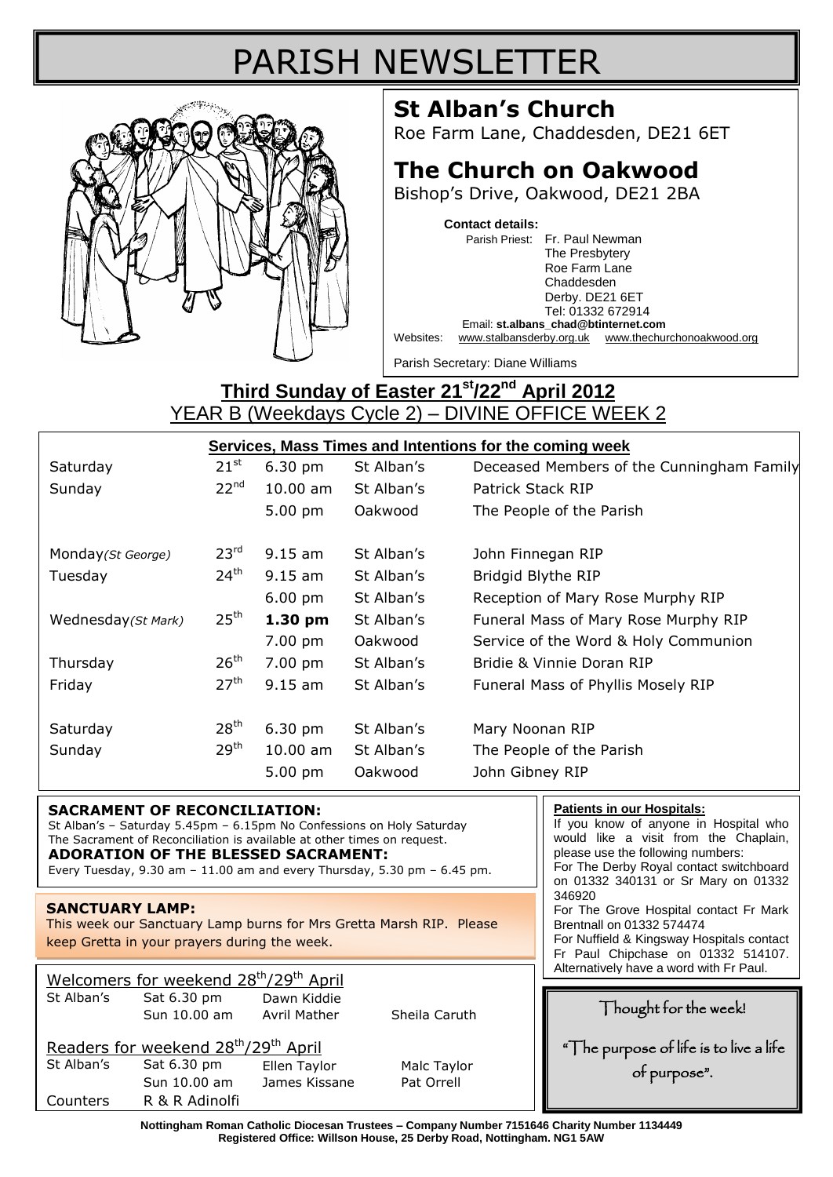// PARISH NEWSLETTER

# St Alban's Church

Roe Farm Lane, Chaddesden, DE21 6ET

# The Church on Oakwood

Bishop's Drive, Oakwood, DE21 2BA

**Contact details:**

Parish Priest: Fr. Paul Newman
The Presbytery
Roe Farm Lane
Chaddesden
Derby. DE21 6ET
Tel: 01332 672914

Email: **st.albans_chad@btinternet.com**

Websites: www.stalbansderby.org.uk www.thechurchonoakwood.org

Parish Secretary: Diane Williams

## Third Sunday of Easter 21st/22nd April 2012

YEAR B (Weekdays Cycle 2) – DIVINE OFFICE WEEK 2

### Services, Mass Times and Intentions for the coming week

| | | | | |
|---|---|---|---|---|
| Saturday | 21st | 6.30 pm | St Alban's | Deceased Members of the Cunningham Family |
| Sunday | 22nd | 10.00 am | St Alban's | Patrick Stack RIP |
| | | 5.00 pm | Oakwood | The People of the Parish |
| Monday *(St George)* | 23rd | 9.15 am | St Alban's | John Finnegan RIP |
| Tuesday | 24th | 9.15 am | St Alban's | Bridgid Blythe RIP |
| | | 6.00 pm | St Alban's | Reception of Mary Rose Murphy RIP |
| Wednesday *(St Mark)* | 25th | **1.30 pm** | St Alban's | Funeral Mass of Mary Rose Murphy RIP |
| | | 7.00 pm | Oakwood | Service of the Word & Holy Communion |
| Thursday | 26th | 7.00 pm | St Alban's | Bridie & Vinnie Doran RIP |
| Friday | 27th | 9.15 am | St Alban's | Funeral Mass of Phyllis Mosely RIP |
| Saturday | 28th | 6.30 pm | St Alban's | Mary Noonan RIP |
| Sunday | 29th | 10.00 am | St Alban's | The People of the Parish |
| | | 5.00 pm | Oakwood | John Gibney RIP |

**SACRAMENT OF RECONCILIATION:**

St Alban's – Saturday 5.45pm – 6.15pm No Confessions on Holy Saturday
The Sacrament of Reconciliation is available at other times on request.

**ADORATION OF THE BLESSED SACRAMENT:**

Every Tuesday, 9.30 am – 11.00 am and every Thursday, 5.30 pm – 6.45 pm.

**SANCTUARY LAMP:**

This week our Sanctuary Lamp burns for Mrs Gretta Marsh RIP. Please keep Gretta in your prayers during the week.

Welcomers for weekend 28th/29th April

| | | | |
|---|---|---|---|
| St Alban's | Sat 6.30 pm | Dawn Kiddie | |
| | Sun 10.00 am | Avril Mather | Sheila Caruth |

Readers for weekend 28th/29th April

| | | | |
|---|---|---|---|
| St Alban's | Sat 6.30 pm | Ellen Taylor | Malc Taylor |
| | Sun 10.00 am | James Kissane | Pat Orrell |
| Counters | R & R Adinolfi | | |

**Patients in our Hospitals:**

If you know of anyone in Hospital who would like a visit from the Chaplain, please use the following numbers:
For The Derby Royal contact switchboard on 01332 340131 or Sr Mary on 01332 346920
For The Grove Hospital contact Fr Mark Brentnall on 01332 574474
For Nuffield & Kingsway Hospitals contact Fr Paul Chipchase on 01332 514107.
Alternatively have a word with Fr Paul.

Thought for the week!

"The purpose of life is to live a life of purpose".

**Nottingham Roman Catholic Diocesan Trustees – Company Number 7151646 Charity Number 1134449**
**Registered Office: Willson House, 25 Derby Road, Nottingham. NG1 5AW**